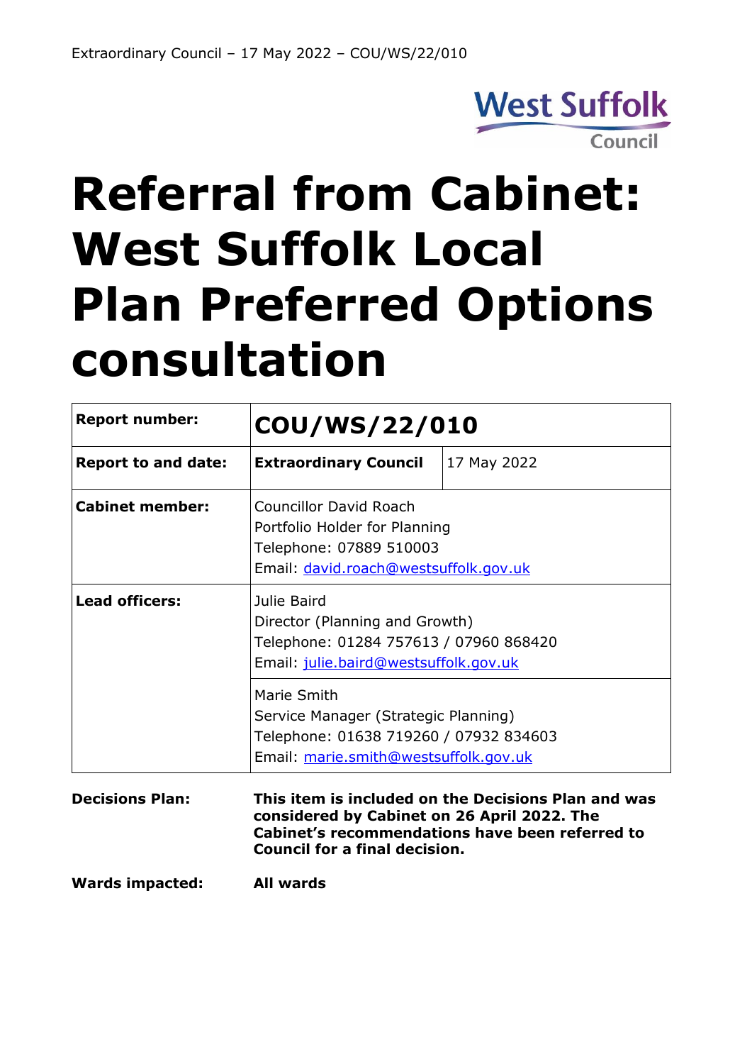# Referral from Cabinet: West Suffolk Local Plan Preferred Options consultation

| | | |
|---|---|---|
| **Report number:** | **COU/WS/22/010** | |
| **Report to and date:** | **Extraordinary Council** | 17 May 2022 |
| **Cabinet member:** | Councillor David Roach<br>Portfolio Holder for Planning<br>Telephone: 07889 510003<br>Email: david.roach@westsuffolk.gov.uk | |
| **Lead officers:** | Julie Baird<br>Director (Planning and Growth)<br>Telephone: 01284 757613 / 07960 868420<br>Email: julie.baird@westsuffolk.gov.uk | |
| | Marie Smith<br>Service Manager (Strategic Planning)<br>Telephone: 01638 719260 / 07932 834603<br>Email: marie.smith@westsuffolk.gov.uk | |

**Decisions Plan:** **This item is included on the Decisions Plan and was considered by Cabinet on 26 April 2022. The Cabinet's recommendations have been referred to Council for a final decision.**

**Wards impacted:** **All wards**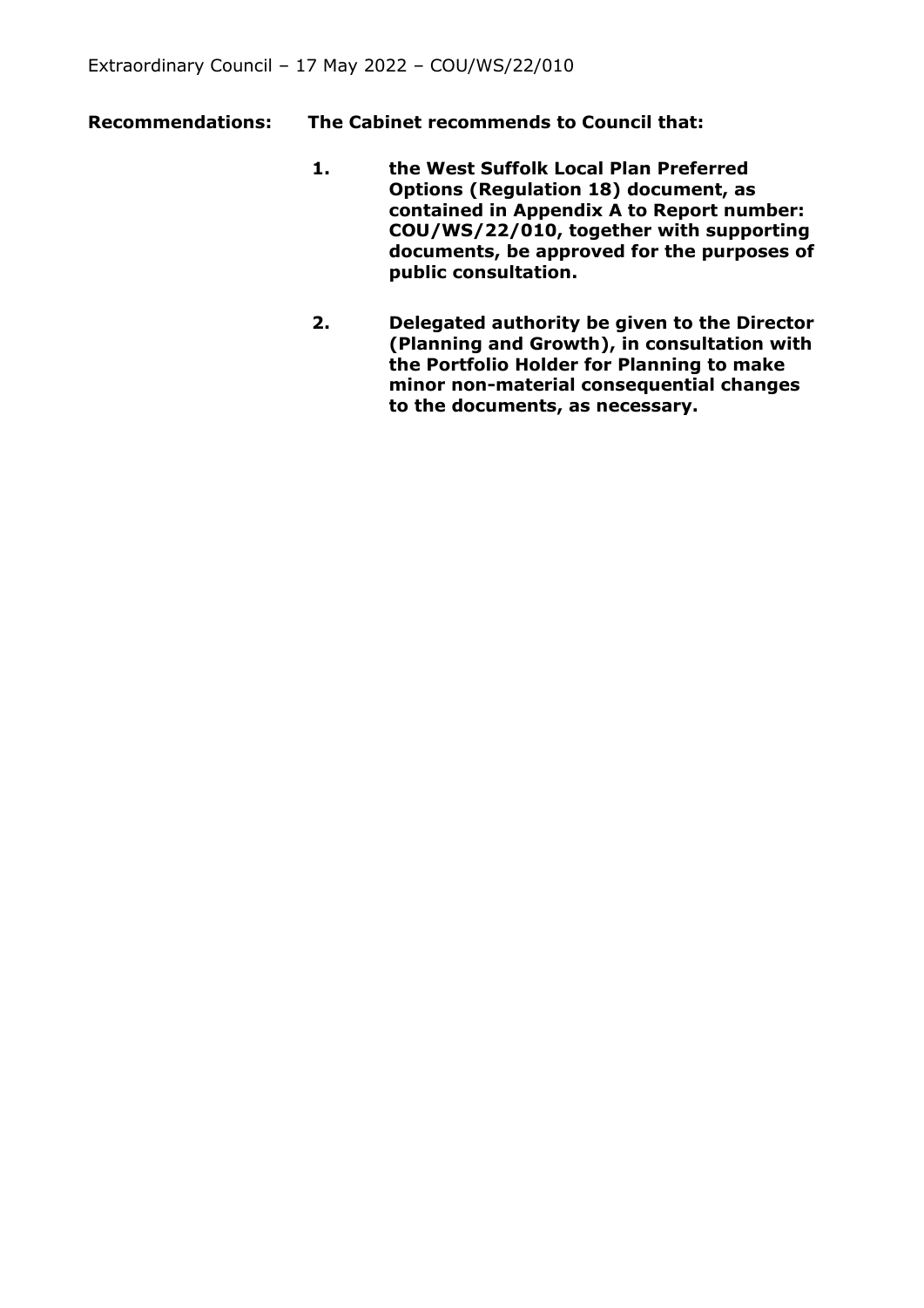**Recommendations:** **The Cabinet recommends to Council that:**

1. **the West Suffolk Local Plan Preferred Options (Regulation 18) document, as contained in Appendix A to Report number: COU/WS/22/010, together with supporting documents, be approved for the purposes of public consultation.**

2. **Delegated authority be given to the Director (Planning and Growth), in consultation with the Portfolio Holder for Planning to make minor non-material consequential changes to the documents, as necessary.**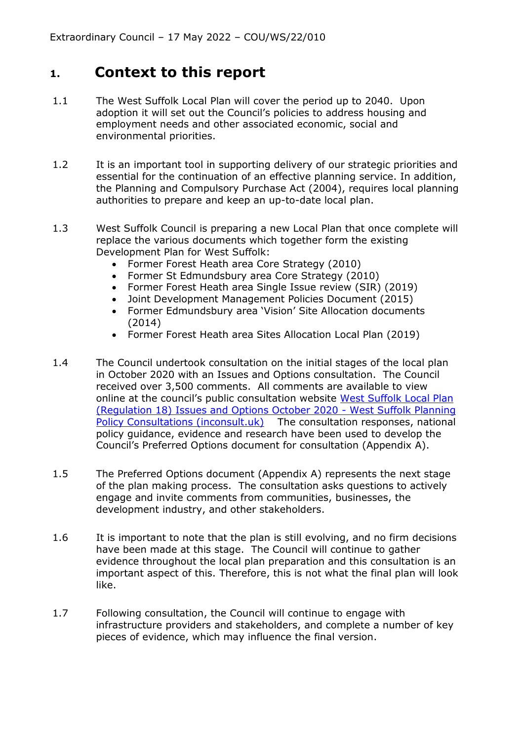## 1. Context to this report

1.1 The West Suffolk Local Plan will cover the period up to 2040. Upon adoption it will set out the Council's policies to address housing and employment needs and other associated economic, social and environmental priorities.

1.2 It is an important tool in supporting delivery of our strategic priorities and essential for the continuation of an effective planning service. In addition, the Planning and Compulsory Purchase Act (2004), requires local planning authorities to prepare and keep an up-to-date local plan.

1.3 West Suffolk Council is preparing a new Local Plan that once complete will replace the various documents which together form the existing Development Plan for West Suffolk:

- Former Forest Heath area Core Strategy (2010)
- Former St Edmundsbury area Core Strategy (2010)
- Former Forest Heath area Single Issue review (SIR) (2019)
- Joint Development Management Policies Document (2015)
- Former Edmundsbury area 'Vision' Site Allocation documents (2014)
- Former Forest Heath area Sites Allocation Local Plan (2019)

1.4 The Council undertook consultation on the initial stages of the local plan in October 2020 with an Issues and Options consultation. The Council received over 3,500 comments. All comments are available to view online at the council's public consultation website West Suffolk Local Plan (Regulation 18) Issues and Options October 2020 - West Suffolk Planning Policy Consultations (inconsult.uk) The consultation responses, national policy guidance, evidence and research have been used to develop the Council's Preferred Options document for consultation (Appendix A).

1.5 The Preferred Options document (Appendix A) represents the next stage of the plan making process. The consultation asks questions to actively engage and invite comments from communities, businesses, the development industry, and other stakeholders.

1.6 It is important to note that the plan is still evolving, and no firm decisions have been made at this stage. The Council will continue to gather evidence throughout the local plan preparation and this consultation is an important aspect of this. Therefore, this is not what the final plan will look like.

1.7 Following consultation, the Council will continue to engage with infrastructure providers and stakeholders, and complete a number of key pieces of evidence, which may influence the final version.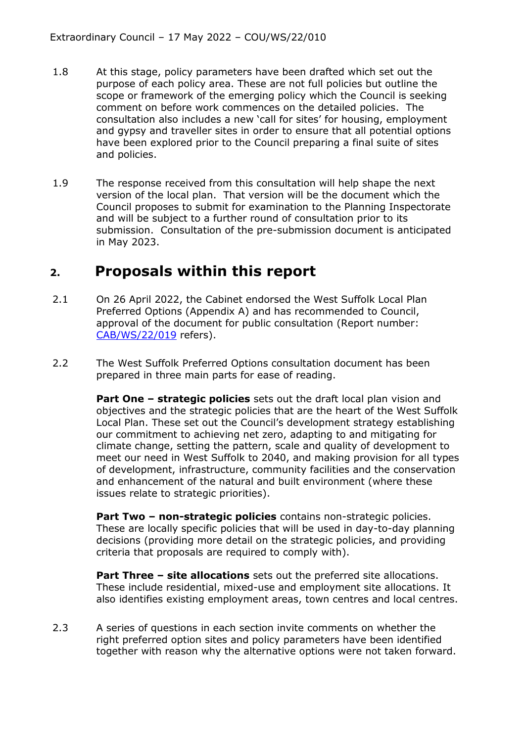1.8 At this stage, policy parameters have been drafted which set out the purpose of each policy area. These are not full policies but outline the scope or framework of the emerging policy which the Council is seeking comment on before work commences on the detailed policies. The consultation also includes a new 'call for sites' for housing, employment and gypsy and traveller sites in order to ensure that all potential options have been explored prior to the Council preparing a final suite of sites and policies.

1.9 The response received from this consultation will help shape the next version of the local plan. That version will be the document which the Council proposes to submit for examination to the Planning Inspectorate and will be subject to a further round of consultation prior to its submission. Consultation of the pre-submission document is anticipated in May 2023.

## 2. Proposals within this report

2.1 On 26 April 2022, the Cabinet endorsed the West Suffolk Local Plan Preferred Options (Appendix A) and has recommended to Council, approval of the document for public consultation (Report number: CAB/WS/22/019 refers).

2.2 The West Suffolk Preferred Options consultation document has been prepared in three main parts for ease of reading.

**Part One – strategic policies** sets out the draft local plan vision and objectives and the strategic policies that are the heart of the West Suffolk Local Plan. These set out the Council's development strategy establishing our commitment to achieving net zero, adapting to and mitigating for climate change, setting the pattern, scale and quality of development to meet our need in West Suffolk to 2040, and making provision for all types of development, infrastructure, community facilities and the conservation and enhancement of the natural and built environment (where these issues relate to strategic priorities).

**Part Two – non-strategic policies** contains non-strategic policies. These are locally specific policies that will be used in day-to-day planning decisions (providing more detail on the strategic policies, and providing criteria that proposals are required to comply with).

**Part Three – site allocations** sets out the preferred site allocations. These include residential, mixed-use and employment site allocations. It also identifies existing employment areas, town centres and local centres.

2.3 A series of questions in each section invite comments on whether the right preferred option sites and policy parameters have been identified together with reason why the alternative options were not taken forward.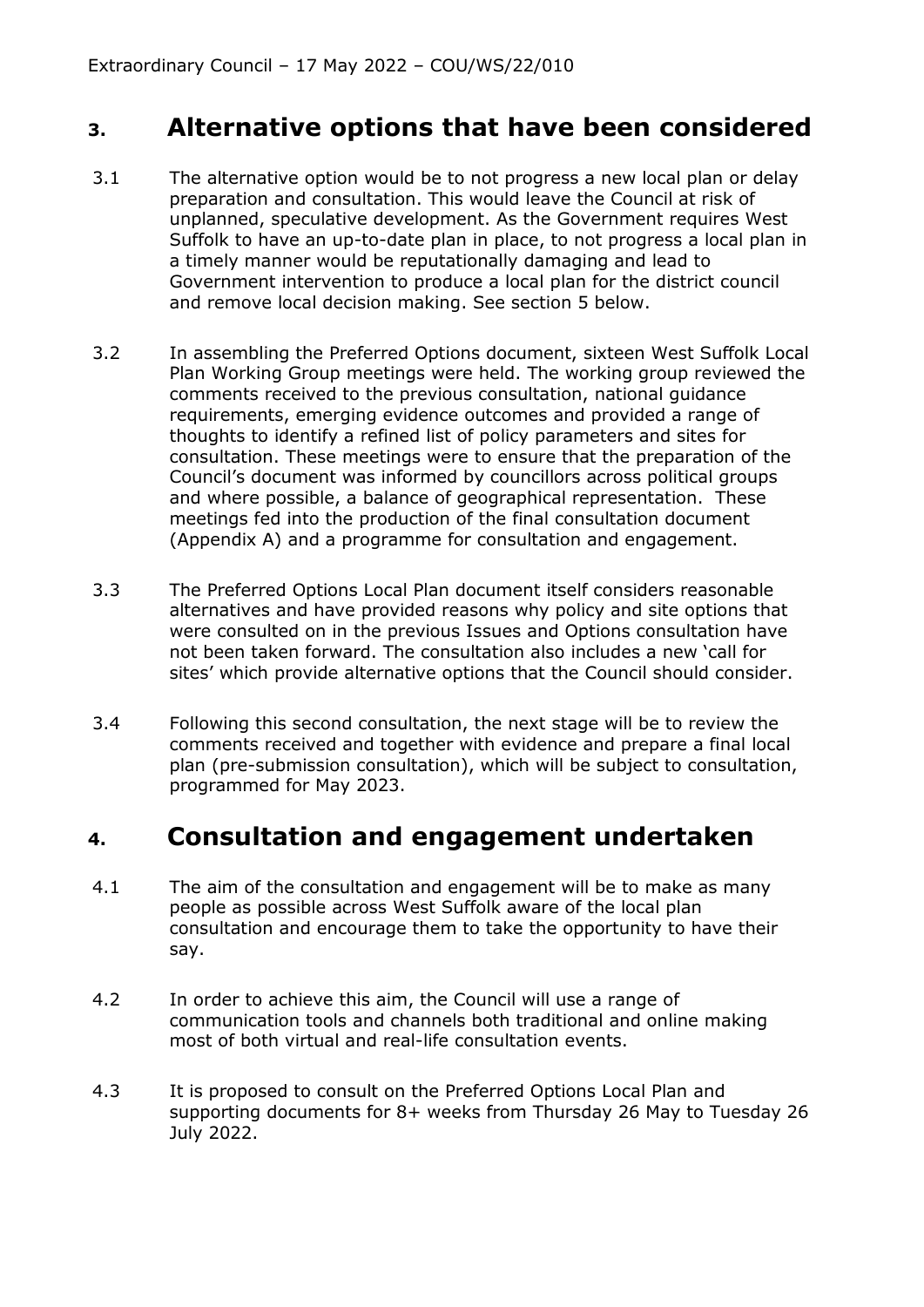## 3. Alternative options that have been considered

3.1 The alternative option would be to not progress a new local plan or delay preparation and consultation. This would leave the Council at risk of unplanned, speculative development. As the Government requires West Suffolk to have an up-to-date plan in place, to not progress a local plan in a timely manner would be reputationally damaging and lead to Government intervention to produce a local plan for the district council and remove local decision making. See section 5 below.

3.2 In assembling the Preferred Options document, sixteen West Suffolk Local Plan Working Group meetings were held. The working group reviewed the comments received to the previous consultation, national guidance requirements, emerging evidence outcomes and provided a range of thoughts to identify a refined list of policy parameters and sites for consultation. These meetings were to ensure that the preparation of the Council's document was informed by councillors across political groups and where possible, a balance of geographical representation. These meetings fed into the production of the final consultation document (Appendix A) and a programme for consultation and engagement.

3.3 The Preferred Options Local Plan document itself considers reasonable alternatives and have provided reasons why policy and site options that were consulted on in the previous Issues and Options consultation have not been taken forward. The consultation also includes a new 'call for sites' which provide alternative options that the Council should consider.

3.4 Following this second consultation, the next stage will be to review the comments received and together with evidence and prepare a final local plan (pre-submission consultation), which will be subject to consultation, programmed for May 2023.

## 4. Consultation and engagement undertaken

4.1 The aim of the consultation and engagement will be to make as many people as possible across West Suffolk aware of the local plan consultation and encourage them to take the opportunity to have their say.

4.2 In order to achieve this aim, the Council will use a range of communication tools and channels both traditional and online making most of both virtual and real-life consultation events.

4.3 It is proposed to consult on the Preferred Options Local Plan and supporting documents for 8+ weeks from Thursday 26 May to Tuesday 26 July 2022.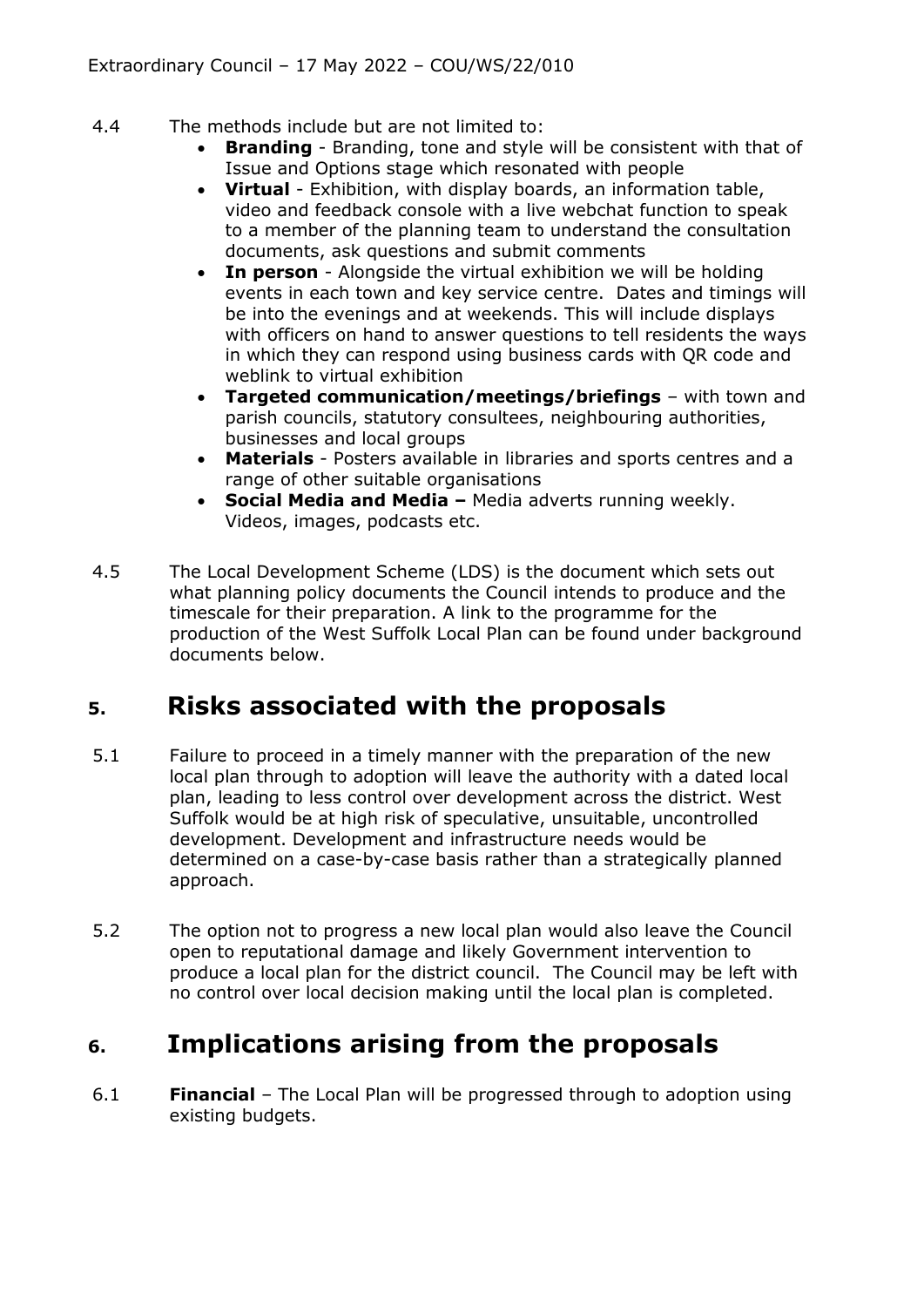4.4 The methods include but are not limited to:

- **Branding** - Branding, tone and style will be consistent with that of Issue and Options stage which resonated with people
- **Virtual** - Exhibition, with display boards, an information table, video and feedback console with a live webchat function to speak to a member of the planning team to understand the consultation documents, ask questions and submit comments
- **In person** - Alongside the virtual exhibition we will be holding events in each town and key service centre. Dates and timings will be into the evenings and at weekends. This will include displays with officers on hand to answer questions to tell residents the ways in which they can respond using business cards with QR code and weblink to virtual exhibition
- **Targeted communication/meetings/briefings** – with town and parish councils, statutory consultees, neighbouring authorities, businesses and local groups
- **Materials** - Posters available in libraries and sports centres and a range of other suitable organisations
- **Social Media and Media –** Media adverts running weekly. Videos, images, podcasts etc.

4.5 The Local Development Scheme (LDS) is the document which sets out what planning policy documents the Council intends to produce and the timescale for their preparation. A link to the programme for the production of the West Suffolk Local Plan can be found under background documents below.

## 5. Risks associated with the proposals

5.1 Failure to proceed in a timely manner with the preparation of the new local plan through to adoption will leave the authority with a dated local plan, leading to less control over development across the district. West Suffolk would be at high risk of speculative, unsuitable, uncontrolled development. Development and infrastructure needs would be determined on a case-by-case basis rather than a strategically planned approach.

5.2 The option not to progress a new local plan would also leave the Council open to reputational damage and likely Government intervention to produce a local plan for the district council. The Council may be left with no control over local decision making until the local plan is completed.

## 6. Implications arising from the proposals

6.1 **Financial** – The Local Plan will be progressed through to adoption using existing budgets.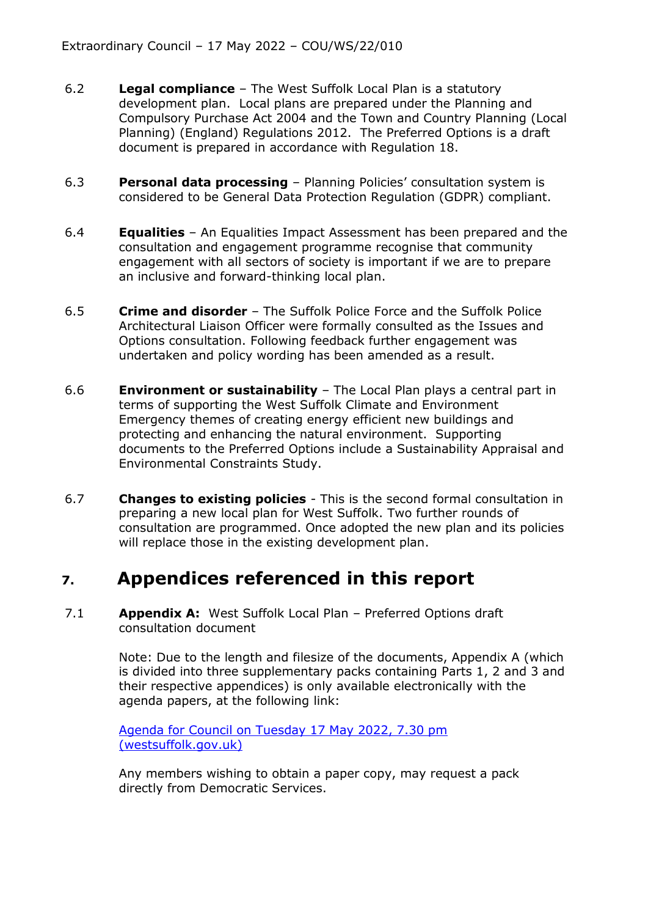6.2 **Legal compliance** – The West Suffolk Local Plan is a statutory development plan. Local plans are prepared under the Planning and Compulsory Purchase Act 2004 and the Town and Country Planning (Local Planning) (England) Regulations 2012. The Preferred Options is a draft document is prepared in accordance with Regulation 18.

6.3 **Personal data processing** – Planning Policies' consultation system is considered to be General Data Protection Regulation (GDPR) compliant.

6.4 **Equalities** – An Equalities Impact Assessment has been prepared and the consultation and engagement programme recognise that community engagement with all sectors of society is important if we are to prepare an inclusive and forward-thinking local plan.

6.5 **Crime and disorder** – The Suffolk Police Force and the Suffolk Police Architectural Liaison Officer were formally consulted as the Issues and Options consultation. Following feedback further engagement was undertaken and policy wording has been amended as a result.

6.6 **Environment or sustainability** – The Local Plan plays a central part in terms of supporting the West Suffolk Climate and Environment Emergency themes of creating energy efficient new buildings and protecting and enhancing the natural environment. Supporting documents to the Preferred Options include a Sustainability Appraisal and Environmental Constraints Study.

6.7 **Changes to existing policies** - This is the second formal consultation in preparing a new local plan for West Suffolk. Two further rounds of consultation are programmed. Once adopted the new plan and its policies will replace those in the existing development plan.

# 7. Appendices referenced in this report

7.1 **Appendix A:** West Suffolk Local Plan – Preferred Options draft consultation document

Note: Due to the length and filesize of the documents, Appendix A (which is divided into three supplementary packs containing Parts 1, 2 and 3 and their respective appendices) is only available electronically with the agenda papers, at the following link:

Agenda for Council on Tuesday 17 May 2022, 7.30 pm (westsuffolk.gov.uk)

Any members wishing to obtain a paper copy, may request a pack directly from Democratic Services.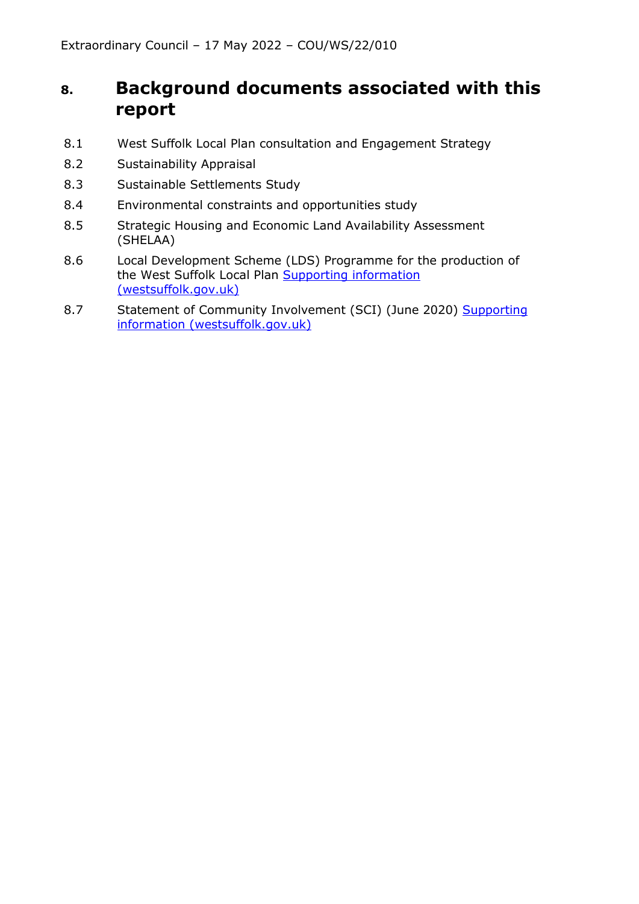## 8. Background documents associated with this report

8.1 West Suffolk Local Plan consultation and Engagement Strategy

8.2 Sustainability Appraisal

8.3 Sustainable Settlements Study

8.4 Environmental constraints and opportunities study

8.5 Strategic Housing and Economic Land Availability Assessment (SHELAA)

8.6 Local Development Scheme (LDS) Programme for the production of the West Suffolk Local Plan Supporting information (westsuffolk.gov.uk)

8.7 Statement of Community Involvement (SCI) (June 2020) Supporting information (westsuffolk.gov.uk)